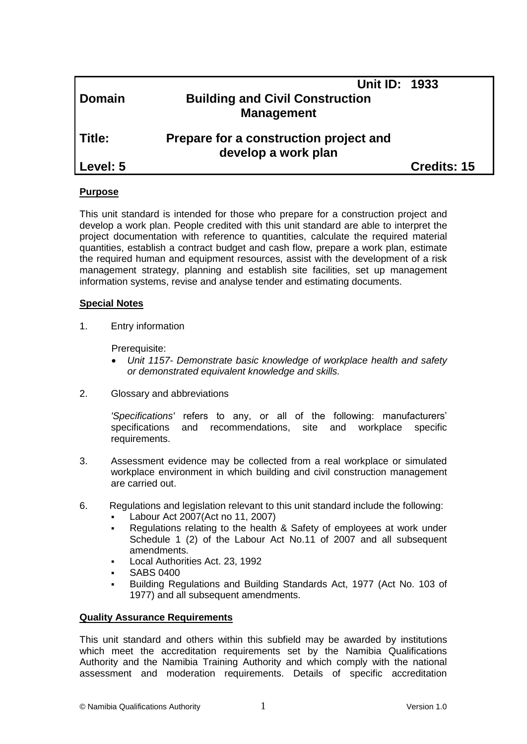| | | |
|---|---|---|
| | **Unit ID: 1933** | |
| **Domain** | **Building and Civil Construction Management** | |
| **Title:** | **Prepare for a construction project and develop a work plan** | |
| **Level: 5** | | **Credits: 15** |

## Purpose

This unit standard is intended for those who prepare for a construction project and develop a work plan. People credited with this unit standard are able to interpret the project documentation with reference to quantities, calculate the required material quantities, establish a contract budget and cash flow, prepare a work plan, estimate the required human and equipment resources, assist with the development of a risk management strategy, planning and establish site facilities, set up management information systems, revise and analyse tender and estimating documents.

## Special Notes

1. Entry information

   Prerequisite:

   - *Unit 1157- Demonstrate basic knowledge of workplace health and safety or demonstrated equivalent knowledge and skills.*

2. Glossary and abbreviations

   *'Specifications'* refers to any, or all of the following: manufacturers' specifications and recommendations, site and workplace specific requirements.

3. Assessment evidence may be collected from a real workplace or simulated workplace environment in which building and civil construction management are carried out.

6. Regulations and legislation relevant to this unit standard include the following:
   - Labour Act 2007(Act no 11, 2007)
   - Regulations relating to the health & Safety of employees at work under Schedule 1 (2) of the Labour Act No.11 of 2007 and all subsequent amendments.
   - Local Authorities Act. 23, 1992
   - SABS 0400
   - Building Regulations and Building Standards Act, 1977 (Act No. 103 of 1977) and all subsequent amendments.

## Quality Assurance Requirements

This unit standard and others within this subfield may be awarded by institutions which meet the accreditation requirements set by the Namibia Qualifications Authority and the Namibia Training Authority and which comply with the national assessment and moderation requirements. Details of specific accreditation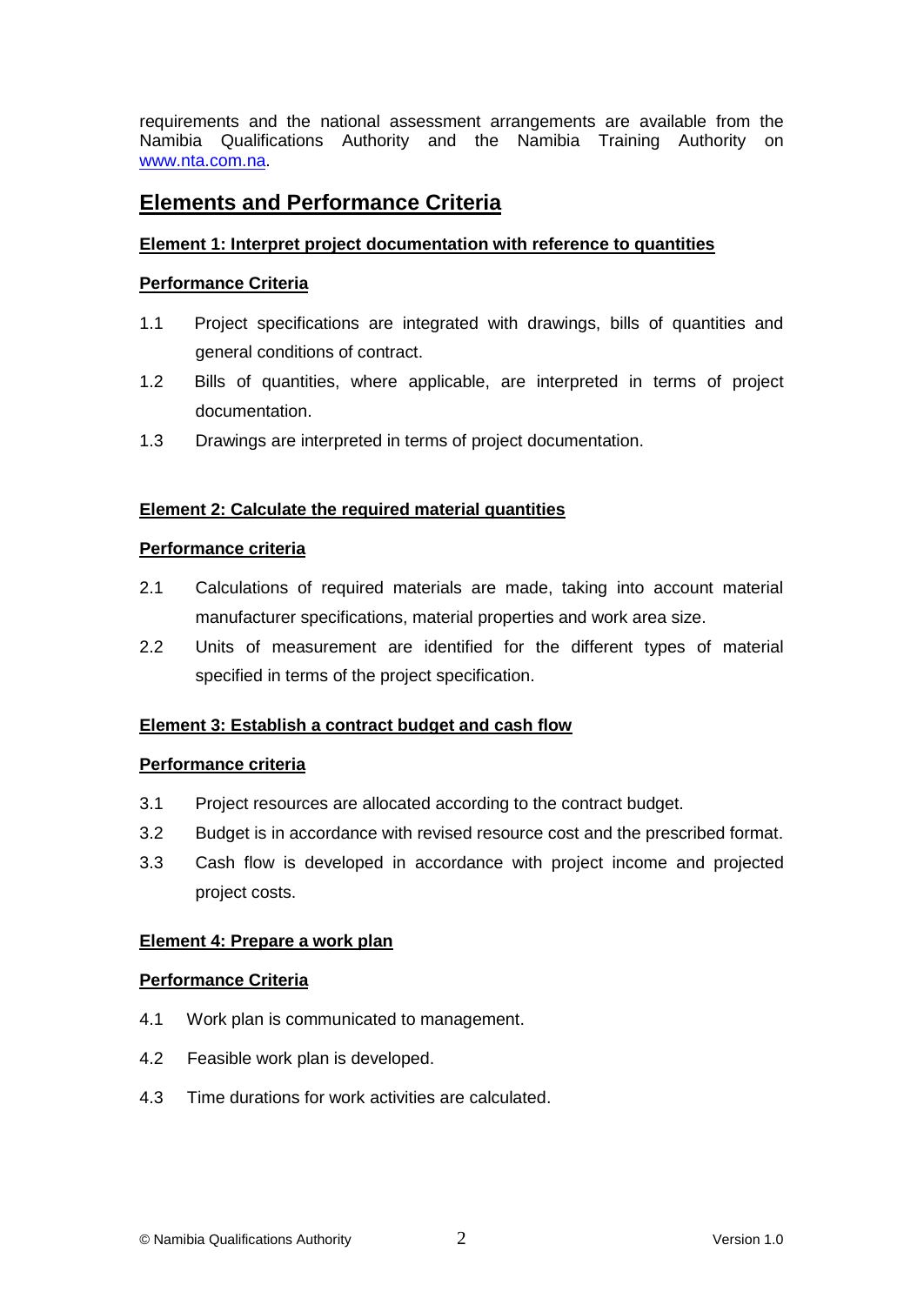requirements and the national assessment arrangements are available from the Namibia Qualifications Authority and the Namibia Training Authority on [www.nta.com.na](http://www.nta.com.na).

## Elements and Performance Criteria

### Element 1: Interpret project documentation with reference to quantities

#### Performance Criteria

1.1 Project specifications are integrated with drawings, bills of quantities and general conditions of contract.

1.2 Bills of quantities, where applicable, are interpreted in terms of project documentation.

1.3 Drawings are interpreted in terms of project documentation.

### Element 2: Calculate the required material quantities

#### Performance criteria

2.1 Calculations of required materials are made, taking into account material manufacturer specifications, material properties and work area size.

2.2 Units of measurement are identified for the different types of material specified in terms of the project specification.

### Element 3: Establish a contract budget and cash flow

#### Performance criteria

3.1 Project resources are allocated according to the contract budget.

3.2 Budget is in accordance with revised resource cost and the prescribed format.

3.3 Cash flow is developed in accordance with project income and projected project costs.

### Element 4: Prepare a work plan

#### Performance Criteria

4.1 Work plan is communicated to management.

4.2 Feasible work plan is developed.

4.3 Time durations for work activities are calculated.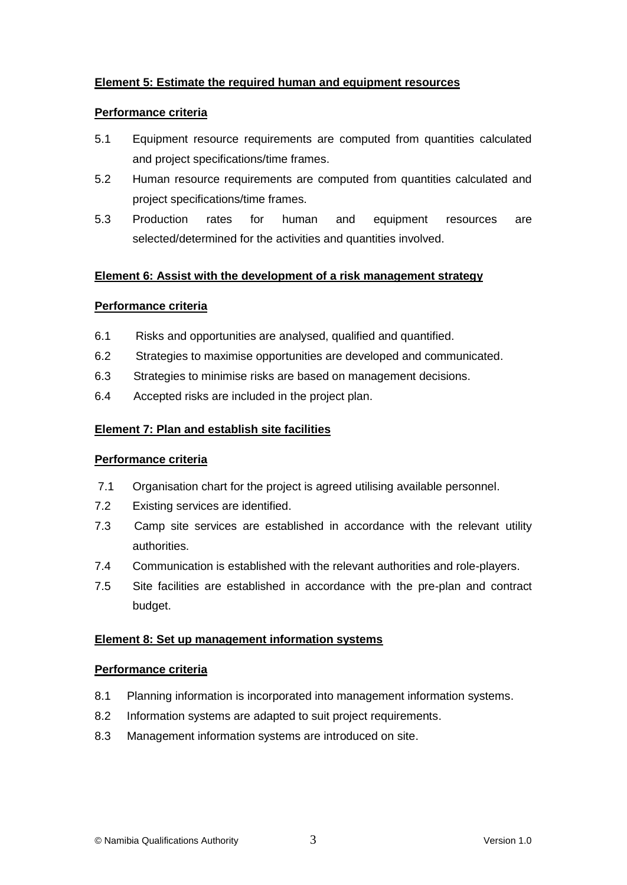**Element 5: Estimate the required human and equipment resources**

**Performance criteria**

5.1 Equipment resource requirements are computed from quantities calculated and project specifications/time frames.

5.2 Human resource requirements are computed from quantities calculated and project specifications/time frames.

5.3 Production rates for human and equipment resources are selected/determined for the activities and quantities involved.

**Element 6: Assist with the development of a risk management strategy**

**Performance criteria**

6.1 Risks and opportunities are analysed, qualified and quantified.

6.2 Strategies to maximise opportunities are developed and communicated.

6.3 Strategies to minimise risks are based on management decisions.

6.4 Accepted risks are included in the project plan.

**Element 7: Plan and establish site facilities**

**Performance criteria**

7.1 Organisation chart for the project is agreed utilising available personnel.

7.2 Existing services are identified.

7.3 Camp site services are established in accordance with the relevant utility authorities.

7.4 Communication is established with the relevant authorities and role-players.

7.5 Site facilities are established in accordance with the pre-plan and contract budget.

**Element 8: Set up management information systems**

**Performance criteria**

8.1 Planning information is incorporated into management information systems.

8.2 Information systems are adapted to suit project requirements.

8.3 Management information systems are introduced on site.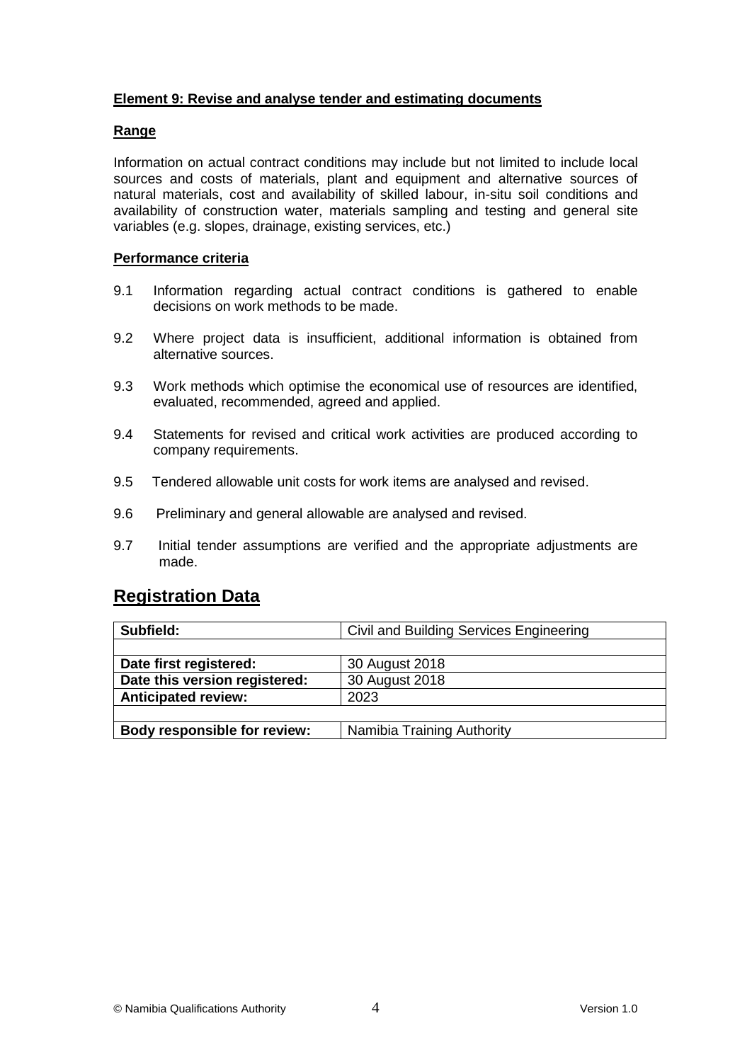**Element 9: Revise and analyse tender and estimating documents**

**Range**

Information on actual contract conditions may include but not limited to include local sources and costs of materials, plant and equipment and alternative sources of natural materials, cost and availability of skilled labour, in-situ soil conditions and availability of construction water, materials sampling and testing and general site variables (e.g. slopes, drainage, existing services, etc.)

**Performance criteria**

9.1 Information regarding actual contract conditions is gathered to enable decisions on work methods to be made.

9.2 Where project data is insufficient, additional information is obtained from alternative sources.

9.3 Work methods which optimise the economical use of resources are identified, evaluated, recommended, agreed and applied.

9.4 Statements for revised and critical work activities are produced according to company requirements.

9.5 Tendered allowable unit costs for work items are analysed and revised.

9.6 Preliminary and general allowable are analysed and revised.

9.7 Initial tender assumptions are verified and the appropriate adjustments are made.

## Registration Data

| | |
|---|---|
| **Subfield:** | Civil and Building Services Engineering |
| | |
| **Date first registered:** | 30 August 2018 |
| **Date this version registered:** | 30 August 2018 |
| **Anticipated review:** | 2023 |
| | |
| **Body responsible for review:** | Namibia Training Authority |